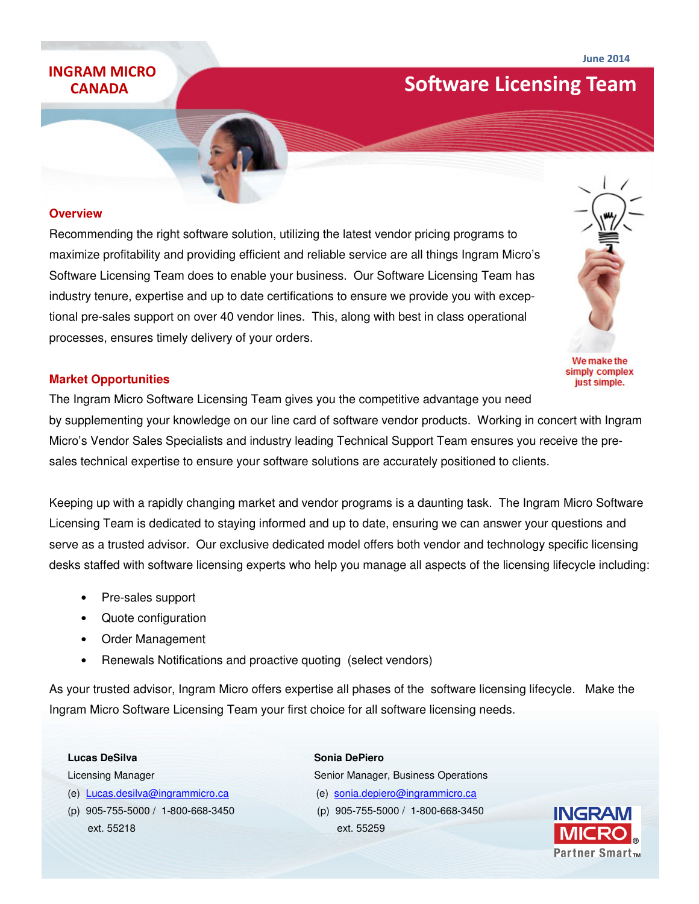INGRAM MICRO CANADA

June 2014

# Software Licensing Team

## Overview

Recommending the right software solution, utilizing the latest vendor pricing programs to maximize profitability and providing efficient and reliable service are all things Ingram Micro's Software Licensing Team does to enable your business. Our Software Licensing Team has industry tenure, expertise and up to date certifications to ensure we provide you with exceptional pre-sales support on over 40 vendor lines. This, along with best in class operational processes, ensures timely delivery of your orders.

We make the simply complex just simple.

## Market Opportunities

The Ingram Micro Software Licensing Team gives you the competitive advantage you need by supplementing your knowledge on our line card of software vendor products. Working in concert with Ingram Micro's Vendor Sales Specialists and industry leading Technical Support Team ensures you receive the pre-sales technical expertise to ensure your software solutions are accurately positioned to clients.

Keeping up with a rapidly changing market and vendor programs is a daunting task. The Ingram Micro Software Licensing Team is dedicated to staying informed and up to date, ensuring we can answer your questions and serve as a trusted advisor. Our exclusive dedicated model offers both vendor and technology specific licensing desks staffed with software licensing experts who help you manage all aspects of the licensing lifecycle including:

- Pre-sales support
- Quote configuration
- Order Management
- Renewals Notifications and proactive quoting (select vendors)

As your trusted advisor, Ingram Micro offers expertise all phases of the software licensing lifecycle. Make the Ingram Micro Software Licensing Team your first choice for all software licensing needs.

**Lucas DeSilva**
Licensing Manager
(e) Lucas.desilva@ingrammicro.ca
(p) 905-755-5000 / 1-800-668-3450 ext. 55218

**Sonia DePiero**
Senior Manager, Business Operations
(e) sonia.depiero@ingrammicro.ca
(p) 905-755-5000 / 1-800-668-3450 ext. 55259

INGRAM MICRO® Partner Smart™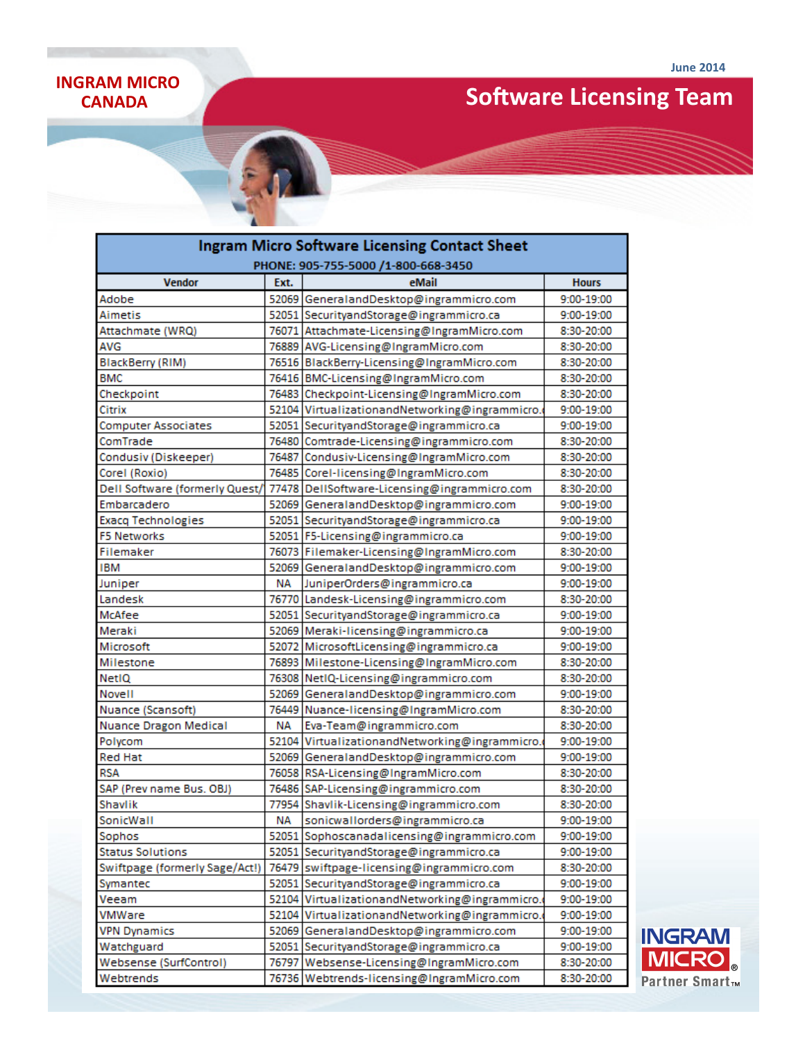INGRAM MICRO CANADA

June 2014

# Software Licensing Team

## Ingram Micro Software Licensing Contact Sheet

**PHONE: 905-755-5000 /1-800-668-3450**

| Vendor | Ext. | eMail | Hours |
|---|---|---|---|
| Adobe | 52069 | GeneralandDesktop@ingrammicro.com | 9:00-19:00 |
| Aimetis | 52051 | SecurityandStorage@ingrammicro.ca | 9:00-19:00 |
| Attachmate (WRQ) | 76071 | Attachmate-Licensing@IngramMicro.com | 8:30-20:00 |
| AVG | 76889 | AVG-Licensing@IngramMicro.com | 8:30-20:00 |
| BlackBerry (RIM) | 76516 | BlackBerry-Licensing@IngramMicro.com | 8:30-20:00 |
| BMC | 76416 | BMC-Licensing@IngramMicro.com | 8:30-20:00 |
| Checkpoint | 76483 | Checkpoint-Licensing@IngramMicro.com | 8:30-20:00 |
| Citrix | 52104 | VirtualizationandNetworking@ingrammicro. | 9:00-19:00 |
| Computer Associates | 52051 | SecurityandStorage@ingrammicro.ca | 9:00-19:00 |
| ComTrade | 76480 | Comtrade-Licensing@ingrammicro.com | 8:30-20:00 |
| Condusiv (Diskeeper) | 76487 | Condusiv-Licensing@IngramMicro.com | 8:30-20:00 |
| Corel (Roxio) | 76485 | Corel-licensing@IngramMicro.com | 8:30-20:00 |
| Dell Software (formerly Quest/ | 77478 | DellSoftware-Licensing@ingrammicro.com | 8:30-20:00 |
| Embarcadero | 52069 | GeneralandDesktop@ingrammicro.com | 9:00-19:00 |
| Exacq Technologies | 52051 | SecurityandStorage@ingrammicro.ca | 9:00-19:00 |
| F5 Networks | 52051 | F5-Licensing@ingrammicro.ca | 9:00-19:00 |
| Filemaker | 76073 | Filemaker-Licensing@IngramMicro.com | 8:30-20:00 |
| IBM | 52069 | GeneralandDesktop@ingrammicro.com | 9:00-19:00 |
| Juniper | NA | JuniperOrders@ingrammicro.ca | 9:00-19:00 |
| Landesk | 76770 | Landesk-Licensing@ingrammicro.com | 8:30-20:00 |
| McAfee | 52051 | SecurityandStorage@ingrammicro.ca | 9:00-19:00 |
| Meraki | 52069 | Meraki-licensing@ingrammicro.ca | 9:00-19:00 |
| Microsoft | 52072 | MicrosoftLicensing@ingrammicro.ca | 9:00-19:00 |
| Milestone | 76893 | Milestone-Licensing@IngramMicro.com | 8:30-20:00 |
| NetIQ | 76308 | NetIQ-Licensing@ingrammicro.com | 8:30-20:00 |
| Novell | 52069 | GeneralandDesktop@ingrammicro.com | 9:00-19:00 |
| Nuance (Scansoft) | 76449 | Nuance-licensing@IngramMicro.com | 8:30-20:00 |
| Nuance Dragon Medical | NA | Eva-Team@ingrammicro.com | 8:30-20:00 |
| Polycom | 52104 | VirtualizationandNetworking@ingrammicro. | 9:00-19:00 |
| Red Hat | 52069 | GeneralandDesktop@ingrammicro.com | 9:00-19:00 |
| RSA | 76058 | RSA-Licensing@IngramMicro.com | 8:30-20:00 |
| SAP (Prev name Bus. OBJ) | 76486 | SAP-Licensing@ingrammicro.com | 8:30-20:00 |
| Shavlik | 77954 | Shavlik-Licensing@ingrammicro.com | 8:30-20:00 |
| SonicWall | NA | sonicwallorders@ingrammicro.ca | 9:00-19:00 |
| Sophos | 52051 | Sophoscanadalicensing@ingrammicro.com | 9:00-19:00 |
| Status Solutions | 52051 | SecurityandStorage@ingrammicro.ca | 9:00-19:00 |
| Swiftpage (formerly Sage/Act!) | 76479 | swiftpage-licensing@ingrammicro.com | 8:30-20:00 |
| Symantec | 52051 | SecurityandStorage@ingrammicro.ca | 9:00-19:00 |
| Veeam | 52104 | VirtualizationandNetworking@ingrammicro. | 9:00-19:00 |
| VMWare | 52104 | VirtualizationandNetworking@ingrammicro. | 9:00-19:00 |
| VPN Dynamics | 52069 | GeneralandDesktop@ingrammicro.com | 9:00-19:00 |
| Watchguard | 52051 | SecurityandStorage@ingrammicro.ca | 9:00-19:00 |
| Websense (SurfControl) | 76797 | Websense-Licensing@IngramMicro.com | 8:30-20:00 |
| Webtrends | 76736 | Webtrends-licensing@IngramMicro.com | 8:30-20:00 |

INGRAM MICRO® Partner Smart™